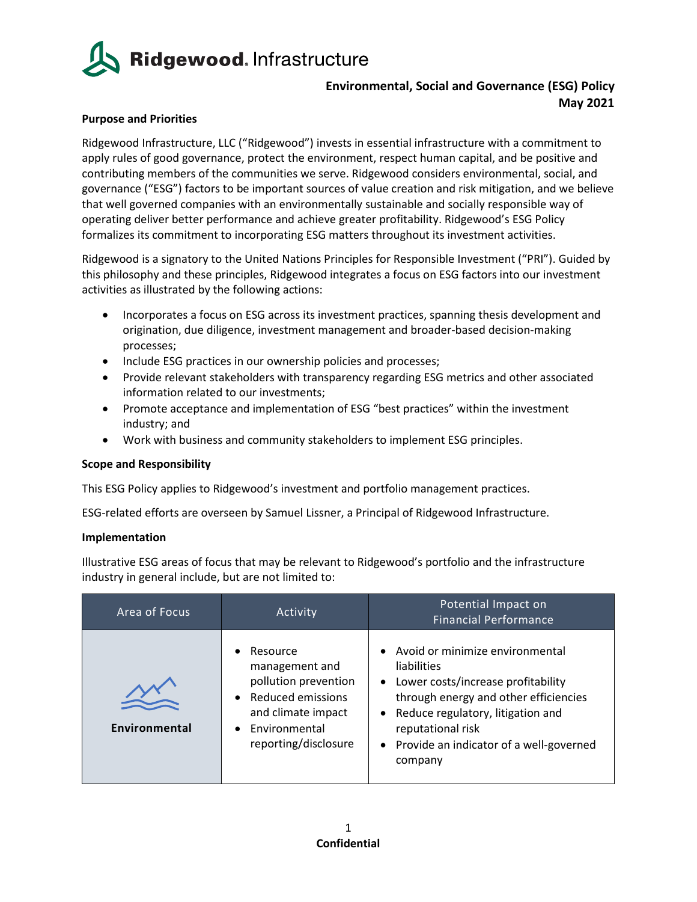# Ridgewood. Infrastructure

## Environmental, Social and Governance (ESG) Policy
## May 2021

### Purpose and Priorities

Ridgewood Infrastructure, LLC ("Ridgewood") invests in essential infrastructure with a commitment to apply rules of good governance, protect the environment, respect human capital, and be positive and contributing members of the communities we serve. Ridgewood considers environmental, social, and governance ("ESG") factors to be important sources of value creation and risk mitigation, and we believe that well governed companies with an environmentally sustainable and socially responsible way of operating deliver better performance and achieve greater profitability. Ridgewood's ESG Policy formalizes its commitment to incorporating ESG matters throughout its investment activities.

Ridgewood is a signatory to the United Nations Principles for Responsible Investment ("PRI"). Guided by this philosophy and these principles, Ridgewood integrates a focus on ESG factors into our investment activities as illustrated by the following actions:

- Incorporates a focus on ESG across its investment practices, spanning thesis development and origination, due diligence, investment management and broader-based decision-making processes;
- Include ESG practices in our ownership policies and processes;
- Provide relevant stakeholders with transparency regarding ESG metrics and other associated information related to our investments;
- Promote acceptance and implementation of ESG "best practices" within the investment industry; and
- Work with business and community stakeholders to implement ESG principles.

### Scope and Responsibility

This ESG Policy applies to Ridgewood's investment and portfolio management practices.

ESG-related efforts are overseen by Samuel Lissner, a Principal of Ridgewood Infrastructure.

### Implementation

Illustrative ESG areas of focus that may be relevant to Ridgewood's portfolio and the infrastructure industry in general include, but are not limited to:

| Area of Focus | Activity | Potential Impact on Financial Performance |
|---|---|---|
| **Environmental** | • Resource management and pollution prevention<br>• Reduced emissions and climate impact<br>• Environmental reporting/disclosure | • Avoid or minimize environmental liabilities<br>• Lower costs/increase profitability through energy and other efficiencies<br>• Reduce regulatory, litigation and reputational risk<br>• Provide an indicator of a well-governed company |

**Confidential**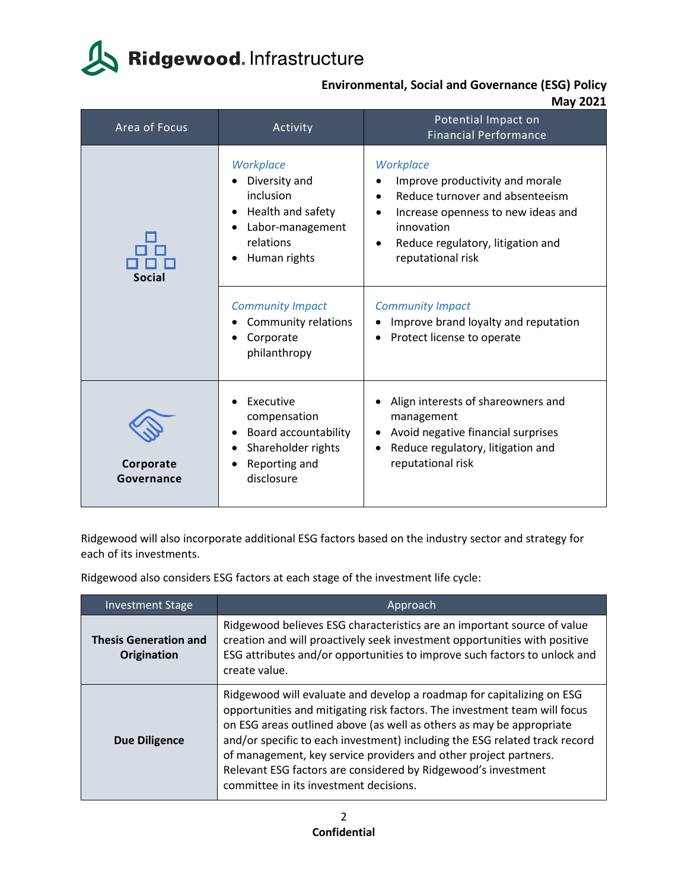**Environmental, Social and Governance (ESG) Policy**
**May 2021**

| Area of Focus | Activity | Potential Impact on Financial Performance |
|---|---|---|
| **Social** | *Workplace*<br>• Diversity and inclusion<br>• Health and safety<br>• Labor-management relations<br>• Human rights | *Workplace*<br>• Improve productivity and morale<br>• Reduce turnover and absenteeism<br>• Increase openness to new ideas and innovation<br>• Reduce regulatory, litigation and reputational risk |
| | *Community Impact*<br>• Community relations<br>• Corporate philanthropy | *Community Impact*<br>• Improve brand loyalty and reputation<br>• Protect license to operate |
| **Corporate Governance** | • Executive compensation<br>• Board accountability<br>• Shareholder rights<br>• Reporting and disclosure | • Align interests of shareowners and management<br>• Avoid negative financial surprises<br>• Reduce regulatory, litigation and reputational risk |

Ridgewood will also incorporate additional ESG factors based on the industry sector and strategy for each of its investments.

Ridgewood also considers ESG factors at each stage of the investment life cycle:

| Investment Stage | Approach |
|---|---|
| **Thesis Generation and Origination** | Ridgewood believes ESG characteristics are an important source of value creation and will proactively seek investment opportunities with positive ESG attributes and/or opportunities to improve such factors to unlock and create value. |
| **Due Diligence** | Ridgewood will evaluate and develop a roadmap for capitalizing on ESG opportunities and mitigating risk factors. The investment team will focus on ESG areas outlined above (as well as others as may be appropriate and/or specific to each investment) including the ESG related track record of management, key service providers and other project partners. Relevant ESG factors are considered by Ridgewood's investment committee in its investment decisions. |

**Confidential**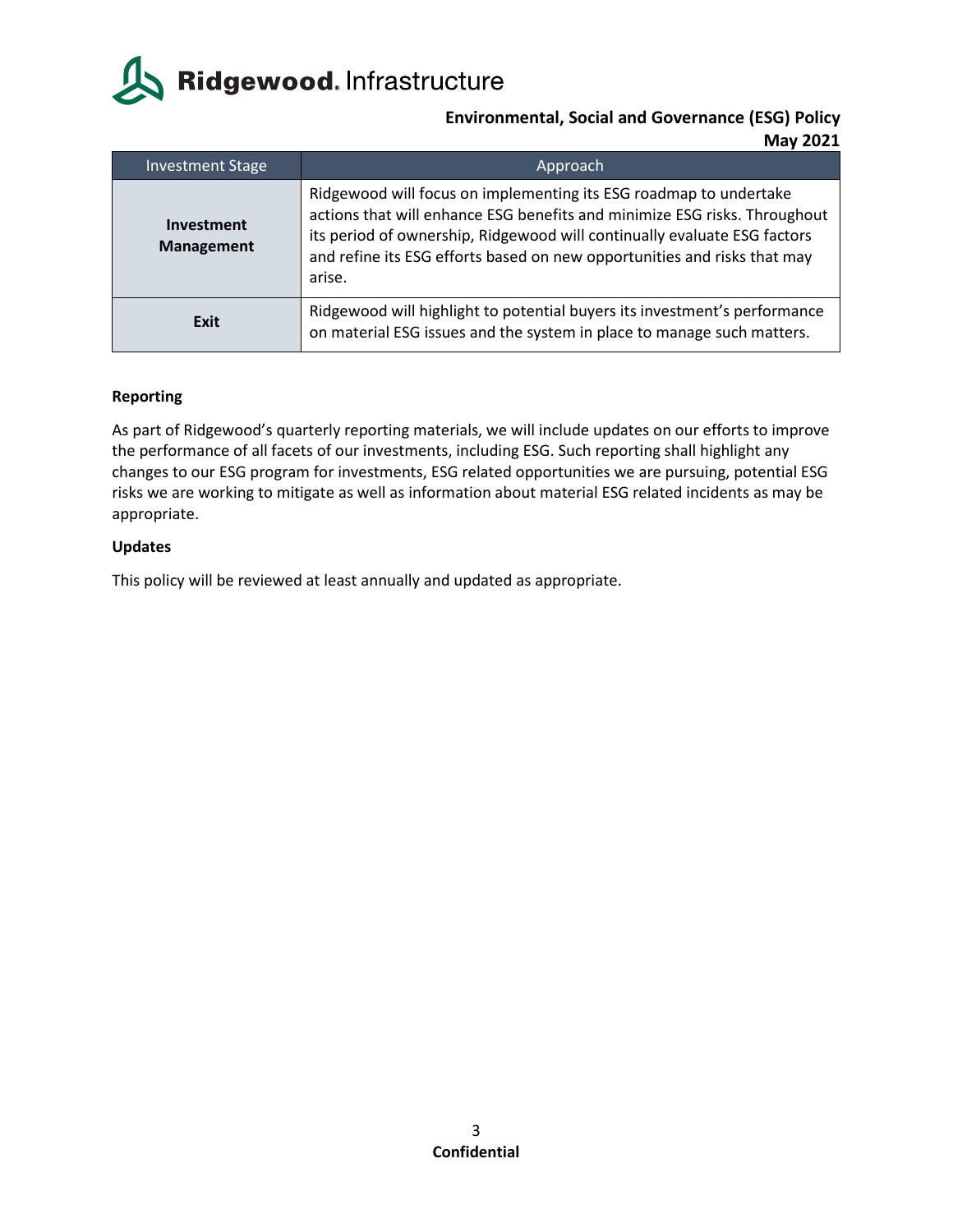| Investment Stage | Approach |
|---|---|
| **Investment Management** | Ridgewood will focus on implementing its ESG roadmap to undertake actions that will enhance ESG benefits and minimize ESG risks. Throughout its period of ownership, Ridgewood will continually evaluate ESG factors and refine its ESG efforts based on new opportunities and risks that may arise. |
| **Exit** | Ridgewood will highlight to potential buyers its investment's performance on material ESG issues and the system in place to manage such matters. |

**Reporting**

As part of Ridgewood's quarterly reporting materials, we will include updates on our efforts to improve the performance of all facets of our investments, including ESG. Such reporting shall highlight any changes to our ESG program for investments, ESG related opportunities we are pursuing, potential ESG risks we are working to mitigate as well as information about material ESG related incidents as may be appropriate.

**Updates**

This policy will be reviewed at least annually and updated as appropriate.